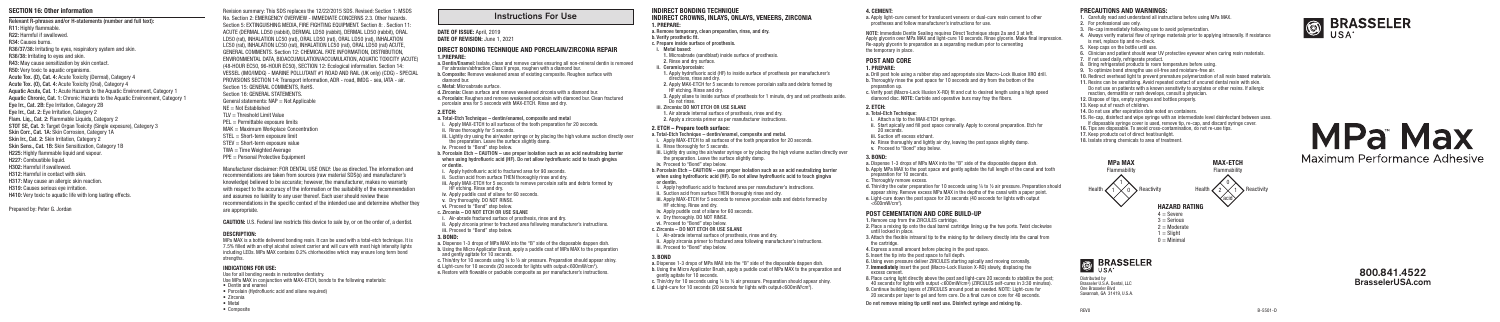## SECTION 16: Other information

**Relevant R-phrases and/or H-statements (number and full text):**

R11: Highly flammable.
R22: Harmful if swallowed.
R36: Irritating to eyes.
R36/37/38: Irritating to eyes, respiratory system and skin.
R36/38: Irritating to eyes and skin.
R43: May cause sensitization by skin contact.
R50: Very toxic to aquatic organisms.
Acute Tox. (D), Cat. 4: Acute Toxicity (Dermal), Category 4
Acute Tox. (O), Cat. 4: Acute Toxicity (Oral), Category 4
Aquatic Acute, Cat. 1: Acute Hazards to the Aquatic Environment, Category 1
Aquatic Chronic, Cat. 1: Chronic Hazards to the Aquatic Environment, Category 1
Eye Irr., Cat. 2B: Eye Irritation, Category 2B
Eye Irr., Cat. 2: Eye Irritation, Category 2
Flam. Liq., Cat. 2: Flammable Liquids, Category 2
STOT SE, Cat. 3: Target Organ Toxicity (Single exposure), Category 3
Skin Corr., Cat. 1A: Skin Corrosion, Category 1A
Skin Irr., Cat. 2: Skin Irritation, Category 2
Skin Sens., Cat. 1B: Skin Sensitization, Category 1B
H225: Highly flammable liquid and vapour.
H227: Combustible liquid.
H302: Harmful if swallowed.
H312: Harmful in contact with skin.
H317: May cause an allergic skin reaction.
H319: Causes serious eye irritation.
H410: Very toxic to aquatic life with long lasting effects.

Prepared by: Peter G. Jordan

Revision summary: This SDS replaces the 12/22/2015 SDS. Revised: Section 1: MSDS No. Section 2: EMERGENCY OVERVIEW - IMMEDIATE CONCERNS 2.3. Other hazards. Section 5: EXTINGUISHING MEDIA, FIRE FIGHTING EQUIPMENT. Section 8. . Section 11: ACUTE (DERMAL LD50 (rabbit), DERMAL LD50 (rabbit), DERMAL LD50 (rabbit), ORAL LD50 (rat), INHALATION LC50 (rat), ORAL LD50 (rat), ORAL LD50 (rat), INHALATION LC50 (rat), INHALATION LC50 (rat), ORAL LD50 (rat) ACUTE, GENERAL COMMENTS. Section 12: CHEMICAL FATE INFORMATION, DISTRIBUTION, ENVIRONMENTAL DATA, BIOACCUMULATION/ACCUMULATION, AQUATIC TOXICITY (ACUTE) (48-HOUR EC50, 96-HOUR EC50). Section 12: Ecological information. Section 14: VESSEL (IMO/IMDG) - MARINE POLLUTANT #1 ROAD AND RAIL (UK only) (CDG) - SPECIAL PROVISIONS SECTION 14: Transport information, ADR - road, IMDG - sea, IATA - air. Section 15: GENERAL COMMENTS, RefS. Section 16: GENERAL STATEMENTS.

General statements: NAP = Not Applicable
NE - Not Established
TLV = Threshold Limit Value
PEL = Permissible exposure limits
MAK = Maximum Workplace Concentration
STEL = Short-term exposure limit
STEV = Short-term exposure value
TWA = Time Weighted Average
PPE = Personal Protective Equipment

Manufacturer disclaimer: FOR DENTAL USE ONLY. Use as directed. The information and recommendations are taken from sources (raw material SDS(s) and manufacturer's knowledge) believed to be accurate; however, the manufacturer, makes no warranty with respect to the accuracy of the information or the suitability of the recommendation and assumes no liability to any user thereof. Each user should review these recommendations in the specific context of the intended use and determine whether they are appropriate.

**CAUTION:** U.S. Federal law restricts this device to sale by, or on the order of, a dentist.

**DESCRIPTION:**

MPa MAX is a bottle delivered bonding resin. It can be used with a total-etch technique. It is 7.5% filled with an ethyl alcohol solvent carrier and will cure with most light intensity lights including LEDs. MPa MAX contains 0.2% chlorhexidine which may ensure long term bond strengths.

**INDICATIONS FOR USE:**

Use for all bonding needs in restorative dentistry.
Use MPa MAX in conjunction with MAX-ETCH, bonds to the following materials:

- Dentin and enamel
- Porcelain (Hydrofluoric acid and silane required)
- Zirconia
- Metal
- Composite

# Instructions For Use

**DATE OF ISSUE:** April, 2019
**DATE OF REVISION:** June 1, 2021

## DIRECT BONDING TECHNIQUE AND PORCELAIN/ZIRCONIA REPAIR

**1.PREPARE:**

**a.** Dentin/Enamel: Isolate, clean and remove caries ensuring all non-mineral dentin is removed for ultrasonic/Aerator Class II prep, roughen with a diamond bur.
**b.** Composite: Remove weakened areas of existing composite. Roughen surface with diamond bur.
**c.** Metal: Microetch surface.
**d.** Zirconia: Clean surface and remove weakened zirconia with a diamond bur.
**e.** Porcelain: Roughen and remove weakened porcelain with diamond bur. Clean fractured porcelain area for 5 seconds with MAX-ETCH. Rinse and dry.

**2. ETCH:**

**a. Total-Etch Technique – dentin/enamel, composite and metal**
i. Apply MAX-ETCH to all surfaces of the tooth preparation for 20 seconds.
ii. Rinse thoroughly for 5 seconds.
iii. Lightly dry using the air/water syringe or by placing the high volume suction directly over the preparation. Leave the surface slightly damp.
iv. Proceed to "Bond" step below.

**b. Porcelain Etch – CAUTION – use proper isolation such as an acid neutralizing barrier when using hydrofluoric acid (HF). Do not allow hydrofluoric acid to touch gingiva or dentin.**
i. Apply hydrofluoric acid to fractured area for 60 seconds.
ii. Suction acid from surface THEN thoroughly rinse and dry.
iii. Apply MAX-ETCH for 5 seconds to remove porcelain salts and debris formed by HF etching. Rinse and dry.
iv. Apply paddle coat of silane for 60 seconds.
v. Dry thoroughly, DO NOT RINSE.
vi. Proceed to "Bond" step below.

**c. Zirconia – DO NOT ETCH OR USE SILANE**
i. Air-abrade internal surface of prosthesis, rinse and dry.
ii. Apply zirconia primer to fractured area following manufacturer's instructions.
iii. Proceed to "Bond" step below.

**3. BOND:**

**a.** Dispense 1-3 drops of MPa MAX into the "B" side of the disposable dappen dish.
**b.** Using the Micro Applicator Brush, apply a paddle coat of MPa MAX to the preparation and gently agitate for 10 seconds.
**c.** Thin/dry for 10 seconds using ½ to ¾ air pressure. Preparation should appear shiny.
**d.** Light-cure for 10 seconds (20 seconds for lights with output<800mW/cm²).
**e.** Restore with flowable or packable composite as per manufacturer's instructions.

## INDIRECT BONDING TECHNIQUE
## INDIRECT CROWNS, INLAYS, ONLAYS, VENEERS, ZIRCONIA

**1. PREPARE:**

**a.** Remove temporary, clean preparation, rinse, and dry.
**b.** Verify prosthetic fit.
**c. Prepare inside surface of prosthesis.**

**i. Metal based:**
1. Microetched (sandblast) inside surface of prosthesis.
2. Rinse and dry surface.

**ii. Ceramic/porcelain:**
1. Apply hydrofluoric acid (HF) to inside surface of prosthesis per manufacturer's directions, rinse and dry.
2. Apply MAX-ETCH for 5 seconds to remove porcelain salts and debris formed by HF etching. Rinse and dry.
3. Apply silane to inside surface of prosthesis for 1 minute, dry and set prosthesis aside. Do not rinse.

**iii. Zirconia: DO NOT ETCH OR USE SILANE**
1. Air-abrade internal surface of prosthesis, rinse and dry.
2. Apply a zirconia primer as per manufacturer instructions.

**2. ETCH – Prepare tooth surfaces:**

**a. Total-Etch Technique – dentin/enamel, composite and metal.**
i. Apply MAX-ETCH to all surfaces of the tooth preparation for 20 seconds.
ii. Rinse thoroughly for 5 seconds.
iii. Lightly dry using the air/water syringe or by placing the high volume suction directly over the preparation. Leave the surface slightly damp.
iv. Proceed to "Bond" step below.

**b. Porcelain Etch – CAUTION – use proper isolation such as an acid neutralizing barrier when using hydrofluoric acid. Do not allow hydrofluoric acid to touch gingiva or dentin.**
i. Apply hydrofluoric acid to fractured area per manufacturer's instructions.
ii. Suction acid from surface THEN thoroughly rinse and dry.
iii. Apply MAX-ETCH for 5 seconds to remove porcelain salts and debris formed by HF etching. Rinse and dry.
iv. Apply paddle coat of silane for 60 seconds.
v. Dry thoroughly, DO NOT RINSE.
vi. Proceed to "Bond" step below.

**c. Zirconia – DO NOT ETCH OR USE SILANE**
i. Air-abrade internal surface of prosthesis, rinse and dry.
ii. Apply zirconia primer to fractured area following manufacturer's instructions.
iii. Proceed to "Bond" step below.

**3. BOND**

**a.** Dispense 1-3 drops of MPa MAX into the "B" side of the disposable dappen dish.
**b.** Using the Micro Applicator Brush, apply a paddle coat of MPa MAX to the preparation and gently agitate for 10 seconds.
**c.** Thin/dry for 10 seconds using ½ to ¾ air pressure. Preparation should appear shiny.
**d.** Light-cure for 10 seconds (20 seconds for lights with output<800mW/cm²).

**4. CEMENT:**

**a.** Apply light-cure cement for translucent veneers or dual-cure resin cement to other prostheses and follow manufacturer's instructions for use.

**NOTE:** Immediate Dentin Sealing requires Direct Technique steps 2a and 3 at left. Apply glycerin over MPa MAX and light-cure 10 seconds. Rinse glycerin. Make final impression. Re-apply glycerin to preparation as a separating medium prior to cementing the temporary in place.

## POST AND CORE

**1. PREPARE:**

**a.** Drill post hole using a rubber stop and appropriate size Macro-Lock Illusion X50 drill.
**b.** Thoroughly rinse the post space for 10 seconds and dry from the bottom of the preparation up.
**c.** Verify post (Macro-Lock Illusion X-RO) fit and cut to desired length using a high speed diamond disc. **NOTE:** Carbide and operative burs may fray the fibers.

**2. ETCH:**

**a. Total-Etch Technique**
i. Attach a tip to the MAX-ETCH syringe.
ii. Start apically and fill post space coronally. Apply to coronal preparation. Etch for 20 seconds.
iii. Suction off excess etchant.
iv. Rinse thoroughly and lightly air dry, leaving the post space slightly damp.
v. Proceed to "Bond" step below.

**3. BOND:**

**a.** Dispense 1-3 drops of MPa MAX into the "B" side of the disposable dappen dish.
**b.** Apply MPa MAX to the post space and gently agitate the full length of the canal and tooth preparation for 10 seconds.
**c.** Thoroughly remove excess.
**d.** Thin/dry the entire preparation for 10 seconds using ½ to ¾ air pressure. Preparation should appear shiny. Remove excess MPa MAX in the depths of the canal with a paper point.
**e.** Light-cure down the post space for 20 seconds (40 seconds for lights with output <800mW/cm²).

## POST CEMENTATION AND CORE BUILD-UP

1. Remove cap from the ZIRCULES cartridge.
2. Place a mixing tip onto the dual barrel cartridge lining up the two parts. Twist clockwise until locked in place.
3. Attach the flexible intraoral tip to the mixing tip for delivery directly into the canal from the cartridge.
4. Express a small amount before placing in the post space.
5. Insert the tip into the post space to full depth.
6. Using even pressure deliver ZIRCULES starting apically and moving coronally.
7. **Immediately** insert the post (Macro-Lock Illusion X-RO) slowly, displacing the excess cement.
8. Place curing light directly above the post and light-cure 20 seconds to stabilize the post; 40 seconds for lights with output <800mW/cm² (ZIRCULES self-cures in 3:30 minutes).
9. Continue building layers of ZIRCULES around post as needed. NOTE: Light-cure for 20 seconds per layer to gel and form core. Do a final cure on core for 40 seconds.

**Do not remove mixing tip until next use. Disinfect syringe and mixing tip.**

## PRECAUTIONS AND WARNINGS:

1. Carefully read and understand all instructions before using MPa MAX.
2. For professional use only.
3. Re-cap immediately following use to avoid polymerization.
4. Always verify material flow of syringe materials prior to applying intraorally. If resistance is met, replace tip and re-check.
5. Keep caps on the bottle until use.
6. Clinician and patient should wear UV protective eyewear when curing resin materials.
7. If not used daily, refrigerate product.
8. Bring refrigerated product to room temperature before using.
9. To optimize bond strengths use oil-free and moisture-free air.
10. Redirect overhead light to prevent premature polymerization of all resin-based materials.
11. Resins can be sensitizing. Avoid repeated contact of uncured dental resin with skin. Do not use on patients with a known sensitivity to acrylates or other resins. If allergic reaction, dermatitis or rash develops, consult a physician.
12. Dispose of tips, empty syringes and bottles properly.
13. Keep out of reach of children.
14. Do not use after expiration date noted on containers.
15. Re-cap, disinfect and wipe syringe with an intermediate level disinfectant between uses. If disposable syringe cover is used, remove tip, re-cap, and discard syringe cover.
16. Tips are disposable. To avoid cross-contamination, do not re-use tips.
17. Keep products out of direct heat/sunlight.
18. Isolate strong chemicals to area of treatment.

**MPa MAX** Flammability 3, Health 1, Reactivity 0

**MAX-ETCH** Flammability 0, Health 2, Reactivity 1, ACID

**HAZARD RATING**
4 = Severe
3 = Serious
2 = Moderate
1 = Slight
0 = Minimal

Distributed by
Brasseler U.S.A. Dental, LLC
One Brasseler Blvd
Savannah, GA 31419, U.S.A.

BRASSELER USA®

# MPa Max
Maximum Performance Adhesive

**800.841.4522**
**BrasselerUSA.com**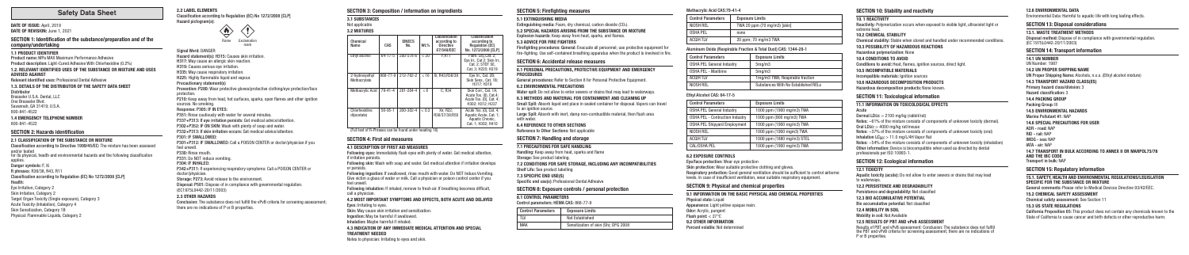# Safety Data Sheet

**DATE OF ISSUE:** April, 2019
**DATE OF REVISION:** June 1, 2021

## SECTION 1: Identification of the substance/preparation and of the company/undertaking

### 1.1 PRODUCT IDENTIFIER

**Product name:** MPa MAX Maximum Performance Adhesive
**Product description:** Light-Cured Adhesive With Chlorhexidine (0.2%)

### 1.2. RELEVANT IDENTIFIED USES OF THE SUBSTANCE OR MIXTURE AND USES ADVISED AGAINST

**Relevant identified uses:** Professional Dental Adhesive

### 1.3. DETAILS OF THE SUPPLIER OF THE SAFETY DATA SHEET

**Distributor**
Bioxeder U.S.A. Dental, LLC
One Bioxeder Blvd.
Savannah, GA 31419, U.S.A.
800-841-4522

### 1.4 EMERGENCY TELEPHONE NUMBER

800-841-4522

## SECTION 2: Hazards identification

### 2.1 CLASSIFICATION OF THE SUBSTANCE OR MIXTURE

**Classification according to Directive 1999/45/EC:** The mixture has been assessed and/or tested for its physical and environmental hazards and the following classification applies.
**Danger symbols:** F, Xi
**R-phrases:** R36/38, R43, R11
**Classification according to Regulation (EC) No 1272/2008 [CLP]**
**Health:**
Eye Irritation, Category 2
Skin Irritation, Category 2
Target Organ Toxicity (Single exposure), Category 3
Acute Toxicity (Inhalation), Category 4
Skin Sensitization, Category 1B
Physical: Flammable Liquids, Category 2

### 2.2 LABEL ELEMENTS

**Classification according to Regulation (EC) No 1272/2008 [CLP]**
**Hazard pictogram(s):**

Flame   Exclamation mark

**Signal Word:** DANGER
**Hazard statement(s): H315:** Causes skin irritation.
H317: May cause an allergic skin reaction.
H319: Causes serious eye irritation.
H335: May cause respiratory irritation.
H225: Highly flammable liquid and vapour.
**Precautionary statement(s):**
**Prevention: P280:** Wear protective gloves/protective clothing/eye protection/face protection.
P210: Keep away from heat, hot surfaces, sparks, open flames and other ignition sources. No smoking.
**Response: P305: IF IN EYES:**
P351: Rinse cautiously with water for several minutes.
**P337+P313: If eye irritation persists:** Get medical advice/attention.
**P302+P352: IF ON SKIN:** Wash with plenty of soap and water.
**P332+P313: If skin irritation occurs:** Get medical advice/attention.
**P301: IF SWALLOWED:**
**P301+P312: IF SWALLOWED:** Call a POISON CENTER or doctor/physician if you feel unwell.
**P330:** Rinse mouth.
**P331:** Do NOT induce vomiting.
**P304: IF INHALED:**
**P342+P311:** If experiencing respiratory symptoms: Call a POISON CENTER or doctor/physician.
**Storage: P273:** Avoid release to the environment.
**Disposal:** P501: Dispose of in compliance with governmental regulation. (EC1975/2442-2011/2003)

### 2.3 OTHER HAZARDS

**Conclusion:** The substance does not fulfill the vPvB criteria for screening assessment; there are no indications of P or B properties.

## SECTION 3: Composition / information on ingredients

### 3.1 SUBSTANCES

Not applicable

### 3.2 MIXTURES

| Chemical Name | CAS | EINECS No. | Wt.% | Classification according to Directive 67/548/EEC | Classification according to Regulation (EC) No. 1272/2008 [CLP] |
|---|---|---|---|---|---|
| Ethyl alcohol | 64-17-5 | 200-578-6 | < 30 | F; R11 | Flam. Liq. Cat. 2; Eye.Irr. Cat 2; Skin Irr. Cat. 2; STOT SE Cat. 3; H225; H319 |
| 2-hydroxyethyl Methacrylate | 868-77-9 | 212-782-2 | < 10 | Xi; R43/R36/38 | Eye Irr. Cat. 2B; Skin Sens. Cat. 1B; H317; H319 |
| Methacrylic Acid | 79-41-4 | 201-204-4 | ≤ 5 | C; R34 | Skin Corr., Cat. 1A; Acute Tox. (D), Cat 4; Acute Tox. (D), Cat 4; H302; H312; H227 |
| Chlorhexidine (diacetate) | 55-56-1 | 200-238-7 | ≤ 1 | Xn; R22; R36/37/38/R50 | Acute Tox. (O), Cat. 4; Aquatic Acute, Cat. 1; Aquatic Chronic, Cat. 1; H302; H410 |

(Full text of R-Phrases can be found under heading 16)

## SECTION 4: First aid measures

### 4.1 DESCRIPTION OF FIRST AID MEASURES

**Following eye contact:** Immediately flush eyes with plenty of water. Get medical attention, if irritation persists.
**Following skin:** Wash with soap and water. Get medical attention if irritation develops or persists.
**Following ingestion:** If swallowed, rinse mouth with water. Do NOT Induce Vomiting. Give victim a glass of water or milk. Call a physician or poison control center if you feel unwell.
**Following inhalation:** If inhaled, remove to fresh air. If breathing becomes difficult, call a physician.

### 4.2 MOST IMPORTANT SYMPTOMS AND EFFECTS, BOTH ACUTE AND DELAYED

**Eyes:** Irritating to eyes.
**Skin:** May cause skin irritation and sensitization.
**Ingestion:** May be harmful if swallowed.
**Inhalation:** Maybe harmful if inhaled.

### 4.3 INDICATION OF ANY IMMEDIATE MEDICAL ATTENTION AND SPECIAL TREATMENT NEEDED

Notes to physician: Irritating to eyes and skin.

## SECTION 5: Firefighting measures

### 5.1 EXTINGUISHING MEDIA

Extinguishing media: Foam, dry chemical, carbon dioxide ($CO_2$).

### 5.2 SPECIAL HAZARDS ARISING FROM THE SUBSTANCE OR MIXTURE

**Explosion hazards:** Keep away from heat, sparks, and flames.

### 5.3 ADVICE FOR FIRE FIGHTERS

**Firefighting procedures: General:** Evacuate all personnel; use protective equipment for fire-fighting. Use self-contained breathing apparatus when the product is involved in fire.

## SECTION 6: Accidental release measures

### 6.1 PERSONAL PRECAUTIONS, PROTECTIVE EQUIPMENT AND EMERGENCY PROCEDURES

**General procedures:** Refer to Section 8 for Personal Protective Equipment.

### 6.2 ENVIRONMENTAL PRECAUTIONS

**Water spill:** Do not allow to enter sewers or drains that may lead to waterways.

### 6.3 METHODS AND MATERIAL FOR CONTAINMENT AND CLEANING UP

**Small Spill:** Absorb liquid and place in sealed container for disposal. Vapors can travel to an ignition source.
**Large Spill:** Absorb with inert, damp non-combustible material, then flush area with water.

### 6.4 REFERENCE TO OTHER SECTIONS

Reference to Other Sections: Not applicable

## SECTION 7: Handling and storage

### 7.1 PRECAUTIONS FOR SAFE HANDLING

**Handling:** Keep away from heat, sparks and flame.
**Storage:** See product labeling.

### 7.2 CONDITIONS FOR SAFE STORAGE, INCLUDING ANY INCOMPATIBILITIES

**Shelf Life:** See product labelling

### 7.3 SPECIFIC END USE(S)

**Specific end use(s):** Professional Dental Adhesive

## SECTION 8: Exposure controls / personal protection

### 8.1 CONTROL PARAMETERS

**Control parameters: HEMA CAS: 868-77-9**

| Control Parameters | Exposure Limits |
|---|---|
| TLV | Not Established |
| MAK | Sensitization of skin (Sh); DFG 2008 |

**Methacrylic Acid CAS:79-41-4**

| Control Parameters | Exposure Limits |
|---|---|
| NIOSH REL | TWA 20 ppm (70 mg/m3) [skin] |
| OSHA PEL | none |
| ACGIH TLV | 20 ppm; 70 mg/m3 TWA |

**Aluminum Oxide (Respirable Fraction & Total Dust) CAS: 1344-28-1**

| Control Parameters | Exposure Limits |
|---|---|
| OSHA PEL General Industry | 5mg/m3 |
| OSHA PEL - Maritime | 5mg/m3 |
| ACGIH TLV | 1mg/m3 TWA; Respirable fraction |
| NIOSH REL | Substances With No Established RELs |

**Ethyl Alcohol CAS: 64-17-5**

| Control Parameters | Exposure Limits |
|---|---|
| OSHA PEL General Industry | 1000 ppm (1900 mg/m3) TWA |
| OSHA PEL - Construction Industry | 1000 ppm (500 mg/m3) TWA |
| OSHA PEL Shipyard Employment | 1000 ppm (1900 mg/m3) TWA |
| NIOSH REL | 1000 ppm (1900 mg/m3) TWA |
| ACGIH TLV | 1000 ppm (1880 mg/m3) STEL |
| CAL/OSHA PEL | 1000 ppm (1900 mg/m3) TWA |

### 8.2 EXPOSURE CONTROLS

**Eye/face protection:** Wear eye protection.
**Skin protection:** Wear suitable protective clothing and gloves.
**Respiratory protection:** Good general ventilation should be sufficient to control airborne levels. In case of insufficient ventilation, wear suitable respiratory equipment.

## SECTION 9: Physical and chemical properties

### 9.1 INFORMATION ON THE BASIC PHYSICAL AND CHEMICAL PROPERTIES

**Physical state/form:**
**Appearance:** Light yellow opaque resin.
**Odor:** Acrylic, pungent
**Flash point:** < 22°C

### 9.2 OTHER INFORMATION

**Percent volatile:** Not determined

## SECTION 10: Stability and reactivity

### 10.1 REACTIVITY

**Reactivity:** Polymerization occurs when exposed to visible light, ultraviolet light or extreme heat.

### 10.2 CHEMICAL STABILITY

**Chemical stability:** Stable when stored and handled under recommended conditions.

### 10.3 POSSIBILITY OF HAZARDOUS REACTIONS

**Hazardous polymerization:** None

### 10.4 CONDITIONS TO AVOID

**Conditions to avoid:** Heat, flames, ignition sources, direct light.

### 10.5 INCOMPATIBLE MATERIALS

**Incompatible materials:** Ignition sources

### 10.6 HAZARDOUS DECOMPOSITION PRODUCTS

**Hazardous decomposition products:** None known.

## SECTION 11: Toxicological information

### 11.1 INFORMATION ON TOXICOLOGICAL EFFECTS

**Acute**
**Dermal LD50:** > 2100 mg/kg (rabbit/rat)
**Notes:** ~61% of the mixture consists of components of unknown toxicity (dermal).
**Oral LD50:** > 4000 mg/kg rat/mouse
**Notes:** ~37% of the mixture consists of components of unknown toxicity (oral)
**Inhalation LC50:** = 11.0 mg/L/4H Vapor Rat
**Notes:** ~54% of the mixture consists of components of unknown toxicity (inhalation)
**Other information:** Dovice is biocompatible when used as directed by dental professionals per ISO 10993-1.

## SECTION 12: Ecological information

### 12.1 TOXICITY

**Aquatic toxicity (acute):** Do not allow to enter sewers or drains that may lead to waterways.

### 12.2 PERSISTENCE AND DEGRADABILITY

**Persistence and degradability:** Not classified

### 12.3 BIO ACCUMULATIVE POTENTIAL

**Bio accumulative potential:** Not classified

### 12.4 MOBILITY IN SOIL

**Mobility in soil:** Not Available

### 12.5 RESULTS OF PBT and vPvB ASSESSMENT

Results of PBT and vPvB assessment: Conclusions: The substance does not fulfill the PBT and vPvB criteria for screening assessment; there are no indications of P or B properties.

### 12.6 ENVIRONMENTAL DATA

Environmental Data: Harmful to aquatic life with long lasting effects.

## SECTION 13: Disposal considerations

### 13.1. WASTE TREATMENT METHODS

**Disposal method:** Dispose of in compliance with governmental regulation. (EC 1975/2442-2011/2003)

## SECTION 14: Transport information

### 14.1 UN NUMBER

UN Number: 1987

### 14.2 UN PROPER SHIPPING NAME

**UN Proper Shipping Name:** Alcohols, n.o.s. (Ethyl alcohol mixture)

### 14.3 TRANSPORT HAZARD CLASS(ES)

**Primary hazard class/division:** 3
**Hazard classification:** 3

### 14.4 PACKING GROUP

**Packing Group:** III

### 14.5 ENVIRONMENTAL HAZARDS

**Marine Pollutant #1:** NAP

### 14.6 SPECIAL PRECAUTIONS FOR USER

**ADR - road:** NAP
**RID - rail:** NAP
**IMDG - sea:** NAP
**IATA - air:** NAP

### 14.7 TRANSPORT IN BULK ACCORDING TO ANNEX II OR MARPOL73/78 AND THE IBC CODE

**Transport in bulk:** NAP

## SECTION 15: Regulatory information

### 15.1. SAFETY, HEALTH AND ENVIRONMENTAL REGULATIONS/LEGISLATION SPECIFIC FOR THE SUBSTANCE OR MIXTURE

**General comments:** Please refer to Medical Devices Directive 93/42/EEC.

### 15.2 CHEMICAL SAFETY ASSESSMENT

**Chemical safety assessment:** See Section 11

### 15.3 US STATE REGULATIONS

**California Proposition 65:** This product does not contain any chemicals known to the State of California to cause cancer and birth defects or other reproductive harm.